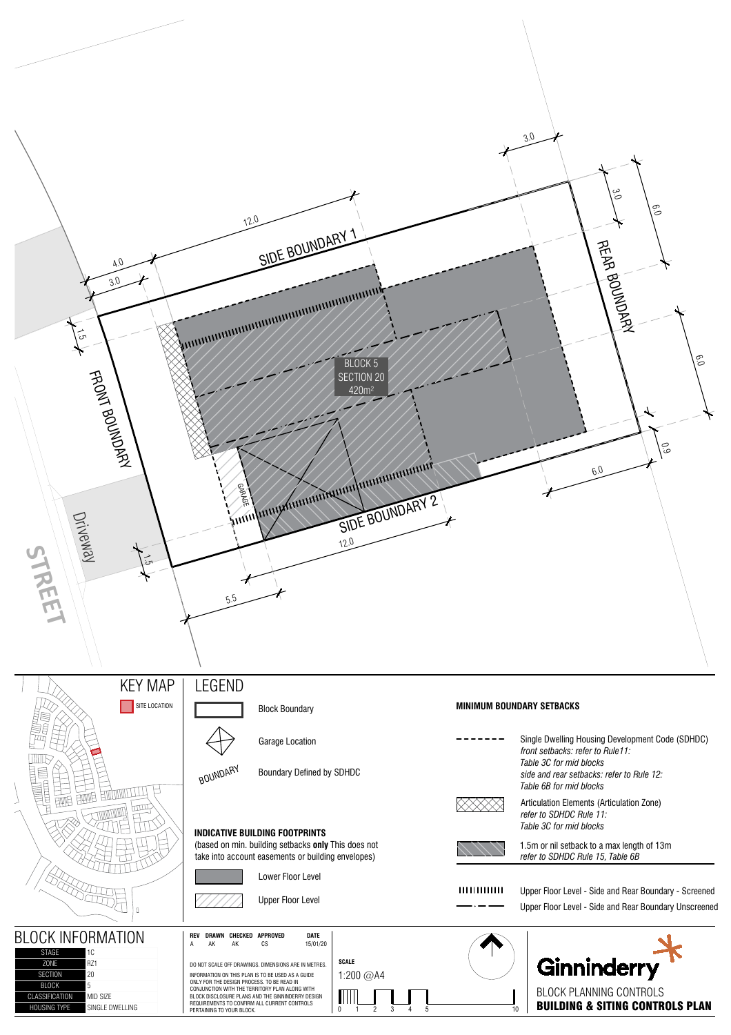SIDE BOUNDARY 1

FRONT BOUNDARY

REAR BOUNDARY

SIDE BOUNDARY 2

BLOCK 5
SECTION 20
420m²

GARAGE

Driveway

STREET

12.0
4.0
3.0
1.5
3.0
3.0
6.0
6.0
0.9
6.0
12.0
1.5
5.5

## KEY MAP

SITE LOCATION

## LEGEND

Block Boundary

Garage Location

BOUNDARY — Boundary Defined by SDHDC

**INDICATIVE BUILDING FOOTPRINTS**
(based on min. building setbacks **only** This does not take into account easements or building envelopes)

Lower Floor Level

Upper Floor Level

**MINIMUM BOUNDARY SETBACKS**

Single Dwelling Housing Development Code (SDHDC)
*front setbacks: refer to Rule11: Table 3C for mid blocks*
*side and rear setbacks: refer to Rule 12: Table 6B for mid blocks*

Articulation Elements (Articulation Zone)
*refer to SDHDC Rule 11: Table 3C for mid blocks*

1.5m or nil setback to a max length of 13m
*refer to SDHDC Rule 15, Table 6B*

Upper Floor Level - Side and Rear Boundary - Screened

Upper Floor Level - Side and Rear Boundary Unscreened

## BLOCK INFORMATION

| | |
|---|---|
| STAGE | 1C |
| ZONE | RZ1 |
| SECTION | 20 |
| BLOCK | 5 |
| CLASSIFICATION | MID SIZE |
| HOUSING TYPE | SINGLE DWELLING |

| REV | DRAWN | CHECKED | APPROVED | DATE |
|---|---|---|---|---|
| A | AK | AK | CS | 15/01/20 |

DO NOT SCALE OFF DRAWINGS. DIMENSIONS ARE IN METRES.

INFORMATION ON THIS PLAN IS TO BE USED AS A GUIDE ONLY FOR THE DESIGN PROCESS. TO BE READ IN CONJUNCTION WITH THE TERRITORY PLAN ALONG WITH BLOCK DISCLOSURE PLANS AND THE GINNINDERRY DESIGN REQUIREMENTS TO CONFIRM ALL CURRENT CONTROLS PERTAINING TO YOUR BLOCK.

**SCALE**
1:200 @A4

0 1 2 3 4 5 10

Ginninderry

BLOCK PLANNING CONTROLS
**BUILDING & SITING CONTROLS PLAN**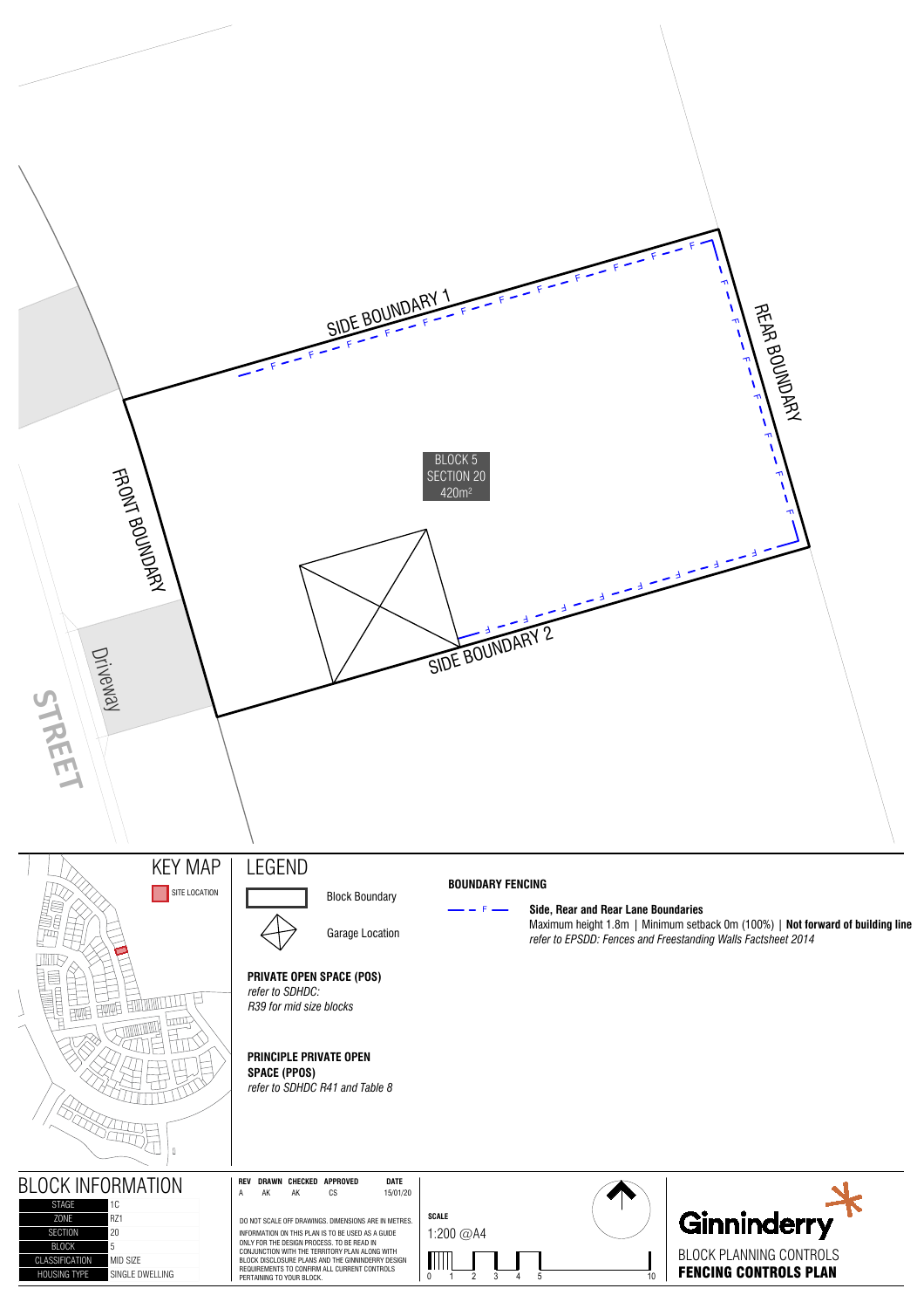SIDE BOUNDARY 1

REAR BOUNDARY

FRONT BOUNDARY

BLOCK 5
SECTION 20
420m²

SIDE BOUNDARY 2

Driveway

STREET

## KEY MAP

SITE LOCATION

## LEGEND

Block Boundary

Garage Location

**PRIVATE OPEN SPACE (POS)**
*refer to SDHDC:*
*R39 for mid size blocks*

**PRINCIPLE PRIVATE OPEN SPACE (PPOS)**
*refer to SDHDC R41 and Table 8*

**BOUNDARY FENCING**

**Side, Rear and Rear Lane Boundaries**
Maximum height 1.8m | Minimum setback 0m (100%) | **Not forward of building line**
*refer to EPSDD: Fences and Freestanding Walls Factsheet 2014*

## BLOCK INFORMATION

| | |
|---|---|
| STAGE | 1C |
| ZONE | RZ1 |
| SECTION | 20 |
| BLOCK | 5 |
| CLASSIFICATION | MID SIZE |
| HOUSING TYPE | SINGLE DWELLING |

| REV | DRAWN | CHECKED | APPROVED | DATE |
|---|---|---|---|---|
| A | AK | AK | CS | 15/01/20 |

DO NOT SCALE OFF DRAWINGS. DIMENSIONS ARE IN METRES. INFORMATION ON THIS PLAN IS TO BE USED AS A GUIDE ONLY FOR THE DESIGN PROCESS. TO BE READ IN CONJUNCTION WITH THE TERRITORY PLAN ALONG WITH BLOCK DISCLOSURE PLANS AND THE GINNINDERRY DESIGN REQUIREMENTS TO CONFIRM ALL CURRENT CONTROLS PERTAINING TO YOUR BLOCK.

**SCALE**
1:200 @A4

0 1 2 3 4 5 10

Ginninderry

BLOCK PLANNING CONTROLS
**FENCING CONTROLS PLAN**